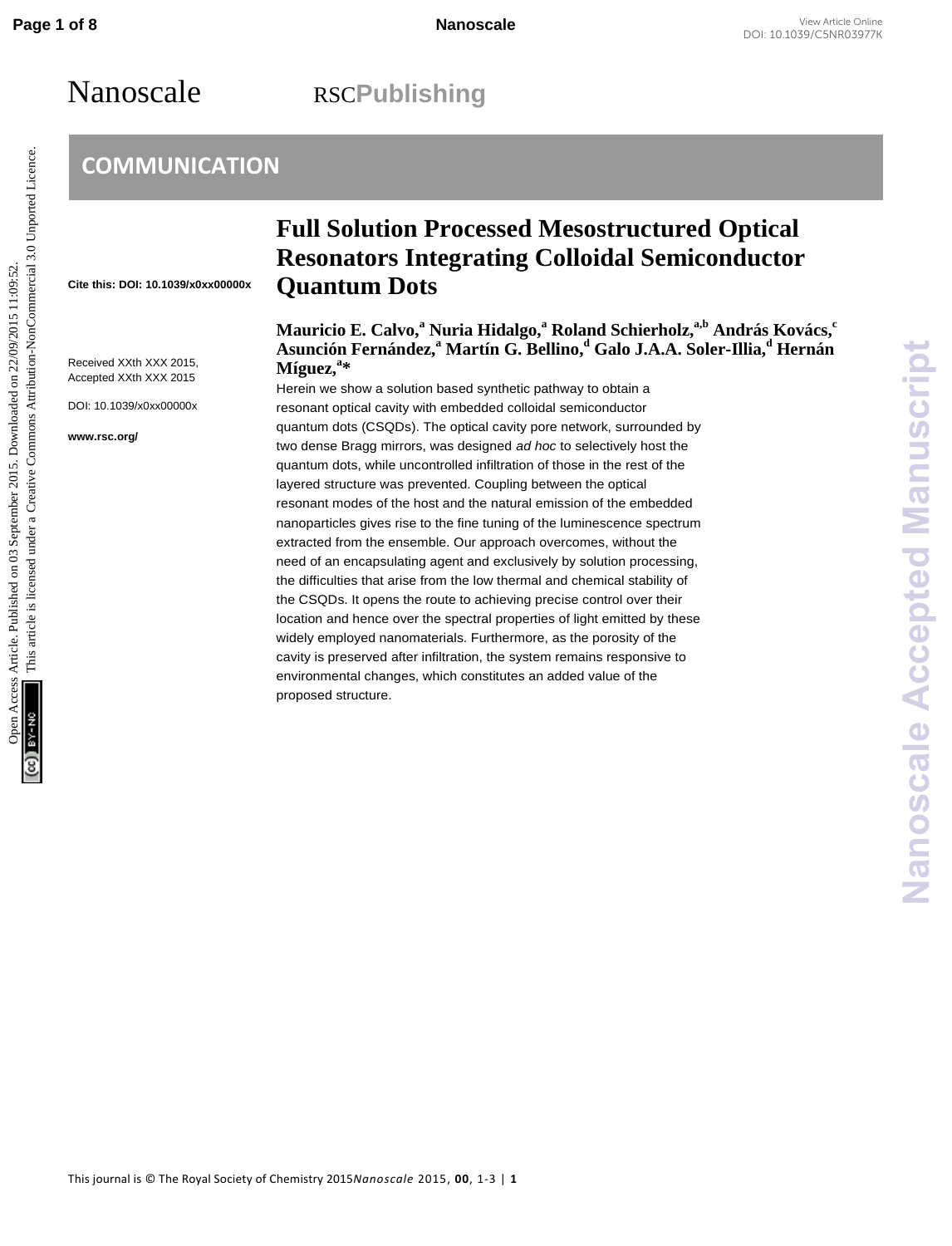# Full Solution Processed Mesostructured Optical Resonators Integrating Colloidal Semiconductor Quantum Dots

**COMMUNICATION**

Cite this: DOI: 10.1039/x0xx00000x

Received XXth XXX 2015,
Accepted XXth XXX 2015

DOI: 10.1039/x0xx00000x

www.rsc.org/

**Mauricio E. Calvo,[a] Nuria Hidalgo,[a] Roland Schierholz,[a,b] András Kovács,[c] Asunción Fernández,[a] Martín G. Bellino,[d] Galo J.A.A. Soler-Illia,[d] Hernán Míguez,[a]\***

Herein we show a solution based synthetic pathway to obtain a resonant optical cavity with embedded colloidal semiconductor quantum dots (CSQDs). The optical cavity pore network, surrounded by two dense Bragg mirrors, was designed *ad hoc* to selectively host the quantum dots, while uncontrolled infiltration of those in the rest of the layered structure was prevented. Coupling between the optical resonant modes of the host and the natural emission of the embedded nanoparticles gives rise to the fine tuning of the luminescence spectrum extracted from the ensemble. Our approach overcomes, without the need of an encapsulating agent and exclusively by solution processing, the difficulties that arise from the low thermal and chemical stability of the CSQDs. It opens the route to achieving precise control over their location and hence over the spectral properties of light emitted by these widely employed nanomaterials. Furthermore, as the porosity of the cavity is preserved after infiltration, the system remains responsive to environmental changes, which constitutes an added value of the proposed structure.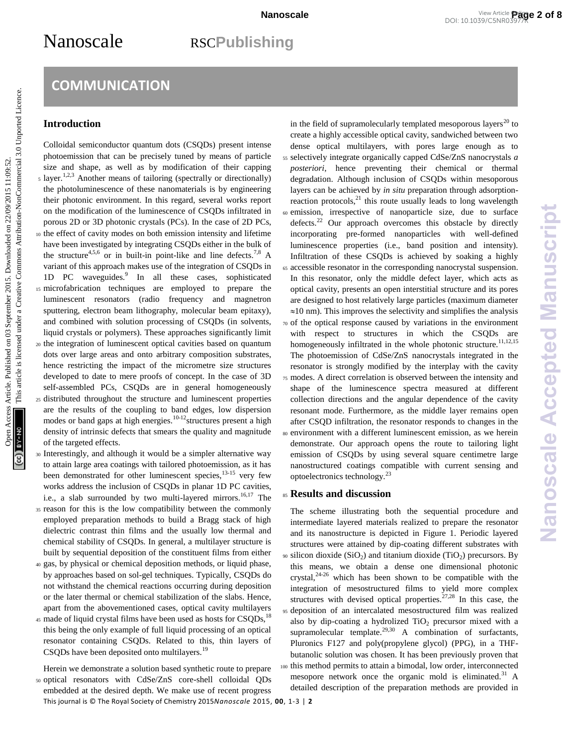Nanoscale

RSCPublishing

# COMMUNICATION

## Introduction

Colloidal semiconductor quantum dots (CSQDs) present intense photoemission that can be precisely tuned by means of particle size and shape, as well as by modification of their capping layer.[1,2,3] Another means of tailoring (spectrally or directionally) the photoluminescence of these nanomaterials is by engineering their photonic environment. In this regard, several works report on the modification of the luminescence of CSQDs infiltrated in porous 2D or 3D photonic crystals (PCs). In the case of 2D PCs, the effect of cavity modes on both emission intensity and lifetime have been investigated by integrating CSQDs either in the bulk of the structure[4,5,6] or in built-in point-like and line defects.[7,8] A variant of this approach makes use of the integration of CSQDs in 1D PC waveguides.[9] In all these cases, sophisticated microfabrication techniques are employed to prepare the luminescent resonators (radio frequency and magnetron sputtering, electron beam lithography, molecular beam epitaxy), and combined with solution processing of CSQDs (in solvents, liquid crystals or polymers). These approaches significantly limit the integration of luminescent optical cavities based on quantum dots over large areas and onto arbitrary composition substrates, hence restricting the impact of the micrometre size structures developed to date to mere proofs of concept. In the case of 3D self-assembled PCs, CSQDs are in general homogeneously distributed throughout the structure and luminescent properties are the results of the coupling to band edges, low dispersion modes or band gaps at high energies.[10-12]structures present a high density of intrinsic defects that smears the quality and magnitude of the targeted effects.

Interestingly, and although it would be a simpler alternative way to attain large area coatings with tailored photoemission, as it has been demonstrated for other luminescent species,[13-15] very few works address the inclusion of CSQDs in planar 1D PC cavities, i.e., a slab surrounded by two multi-layered mirrors.[16,17] The reason for this is the low compatibility between the commonly employed preparation methods to build a Bragg stack of high dielectric contrast thin films and the usually low thermal and chemical stability of CSQDs. In general, a multilayer structure is built by sequential deposition of the constituent films from either gas, by physical or chemical deposition methods, or liquid phase, by approaches based on sol-gel techniques. Typically, CSQDs do not withstand the chemical reactions occurring during deposition or the later thermal or chemical stabilization of the slabs. Hence, apart from the abovementioned cases, optical cavity multilayers made of liquid crystal films have been used as hosts for CSQDs,[18] this being the only example of full liquid processing of an optical resonator containing CSQDs. Related to this, thin layers of CSQDs have been deposited onto multilayers.[19]

Herein we demonstrate a solution based synthetic route to prepare optical resonators with CdSe/ZnS core-shell colloidal QDs embedded at the desired depth. We make use of recent progress in the field of supramolecularly templated mesoporous layers[20] to create a highly accessible optical cavity, sandwiched between two dense optical multilayers, with pores large enough as to selectively integrate organically capped CdSe/ZnS nanocrystals *a posteriori*, hence preventing their chemical or thermal degradation. Although inclusion of CSQDs within mesoporous layers can be achieved by *in situ* preparation through adsorption-reaction protocols,[21] this route usually leads to long wavelength emission, irrespective of nanoparticle size, due to surface defects.[22] Our approach overcomes this obstacle by directly incorporating pre-formed nanoparticles with well-defined luminescence properties (i.e., band position and intensity). Infiltration of these CSQDs is achieved by soaking a highly accessible resonator in the corresponding nanocrystal suspension. In this resonator, only the middle defect layer, which acts as optical cavity, presents an open interstitial structure and its pores are designed to host relatively large particles (maximum diameter ≈10 nm). This improves the selectivity and simplifies the analysis of the optical response caused by variations in the environment with respect to structures in which the CSQDs are homogeneously infiltrated in the whole photonic structure.[11,12,15] The photoemission of CdSe/ZnS nanocrystals integrated in the resonator is strongly modified by the interplay with the cavity modes. A direct correlation is observed between the intensity and shape of the luminescence spectra measured at different collection directions and the angular dependence of the cavity resonant mode. Furthermore, as the middle layer remains open after CSQD infiltration, the resonator responds to changes in the environment with a different luminescent emission, as we herein demonstrate. Our approach opens the route to tailoring light emission of CSQDs by using several square centimetre large nanostructured coatings compatible with current sensing and optoelectronics technology.[23]

## Results and discussion

The scheme illustrating both the sequential procedure and intermediate layered materials realized to prepare the resonator and its nanostructure is depicted in Figure 1. Periodic layered structures were attained by dip-coating different substrates with silicon dioxide ($SiO_2$) and titanium dioxide ($TiO_2$) precursors. By this means, we obtain a dense one dimensional photonic crystal,[24-26] which has been shown to be compatible with the integration of mesostructured films to yield more complex structures with devised optical properties.[27,28] In this case, the deposition of an intercalated mesostructured film was realized also by dip-coating a hydrolized $TiO_2$ precursor mixed with a supramolecular template.[29,30] A combination of surfactants, Pluronics F127 and poly(propylene glycol) (PPG), in a THF-butanolic solution was chosen. It has been previously proven that this method permits to attain a bimodal, low order, interconnected mesopore network once the organic mold is eliminated.[31] A detailed description of the preparation methods are provided in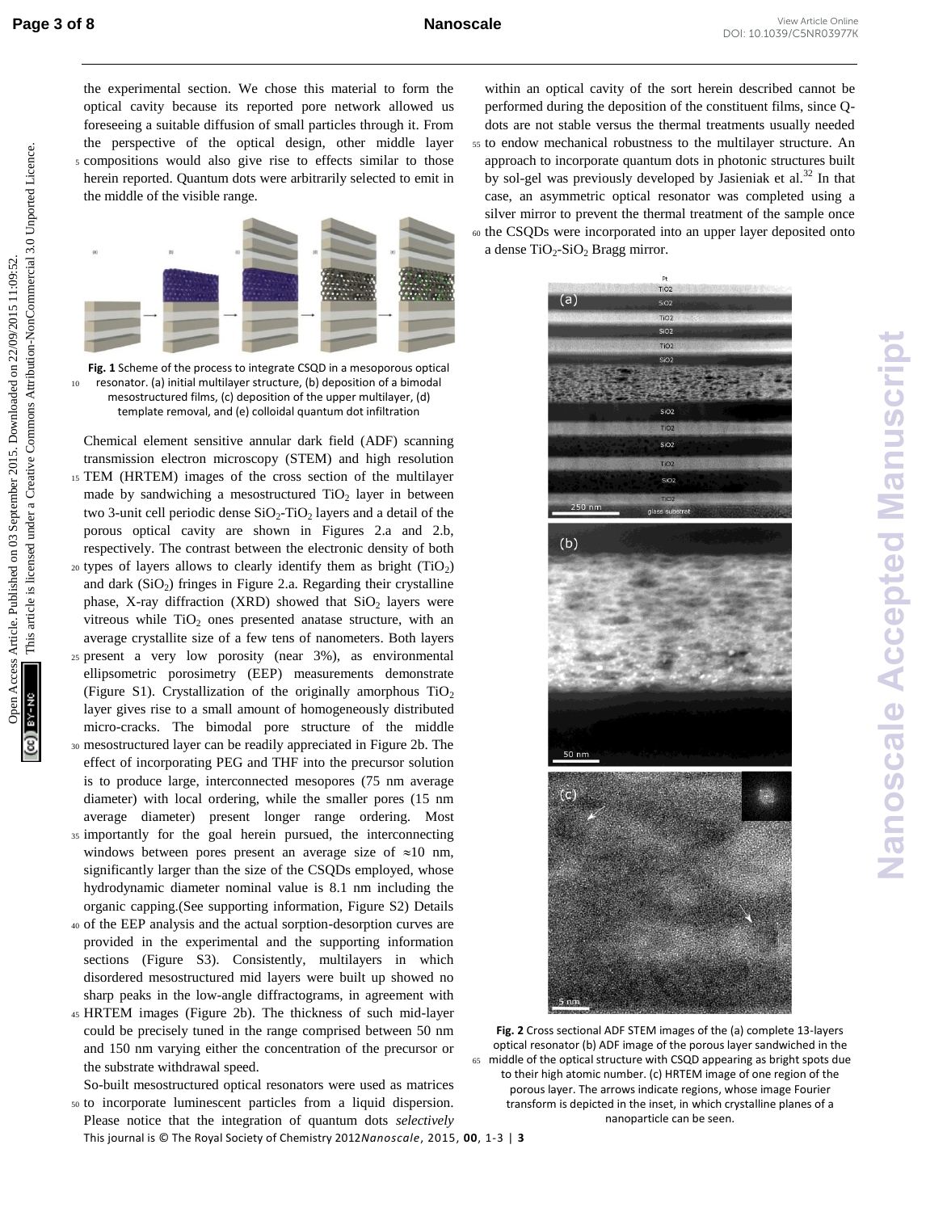the experimental section. We chose this material to form the optical cavity because its reported pore network allowed us foreseeing a suitable diffusion of small particles through it. From the perspective of the optical design, other middle layer compositions would also give rise to effects similar to those herein reported. Quantum dots were arbitrarily selected to emit in the middle of the visible range.

**Fig. 1** Scheme of the process to integrate CSQD in a mesoporous optical resonator. (a) initial multilayer structure, (b) deposition of a bimodal mesostructured films, (c) deposition of the upper multilayer, (d) template removal, and (e) colloidal quantum dot infiltration

Chemical element sensitive annular dark field (ADF) scanning transmission electron microscopy (STEM) and high resolution TEM (HRTEM) images of the cross section of the multilayer made by sandwiching a mesostructured $TiO_2$ layer in between two 3-unit cell periodic dense $SiO_2$-$TiO_2$ layers and a detail of the porous optical cavity are shown in Figures 2.a and 2.b, respectively. The contrast between the electronic density of both types of layers allows to clearly identify them as bright ($TiO_2$) and dark ($SiO_2$) fringes in Figure 2.a. Regarding their crystalline phase, X-ray diffraction (XRD) showed that $SiO_2$ layers were vitreous while $TiO_2$ ones presented anatase structure, with an average crystallite size of a few tens of nanometers. Both layers present a very low porosity (near 3%), as environmental ellipsometric porosimetry (EEP) measurements demonstrate (Figure S1). Crystallization of the originally amorphous $TiO_2$ layer gives rise to a small amount of homogeneously distributed micro-cracks. The bimodal pore structure of the middle mesostructured layer can be readily appreciated in Figure 2b. The effect of incorporating PEG and THF into the precursor solution is to produce large, interconnected mesopores (75 nm average diameter) with local ordering, while the smaller pores (15 nm average diameter) present longer range ordering. Most importantly for the goal herein pursued, the interconnecting windows between pores present an average size of ≈10 nm, significantly larger than the size of the CSQDs employed, whose hydrodynamic diameter nominal value is 8.1 nm including the organic capping.(See supporting information, Figure S2) Details of the EEP analysis and the actual sorption-desorption curves are provided in the experimental and the supporting information sections (Figure S3). Consistently, multilayers in which disordered mesostructured mid layers were built up showed no sharp peaks in the low-angle diffractograms, in agreement with HRTEM images (Figure 2b). The thickness of such mid-layer could be precisely tuned in the range comprised between 50 nm and 150 nm varying either the concentration of the precursor or the substrate withdrawal speed.

So-built mesostructured optical resonators were used as matrices to incorporate luminescent particles from a liquid dispersion. Please notice that the integration of quantum dots *selectively* within an optical cavity of the sort herein described cannot be performed during the deposition of the constituent films, since Q-dots are not stable versus the thermal treatments usually needed to endow mechanical robustness to the multilayer structure. An approach to incorporate quantum dots in photonic structures built by sol-gel was previously developed by Jasieniak et al.[32] In that case, an asymmetric optical resonator was completed using a silver mirror to prevent the thermal treatment of the sample once the CSQDs were incorporated into an upper layer deposited onto a dense $TiO_2$-$SiO_2$ Bragg mirror.

**Fig. 2** Cross sectional ADF STEM images of the (a) complete 13-layers optical resonator (b) ADF image of the porous layer sandwiched in the middle of the optical structure with CSQD appearing as bright spots due to their high atomic number. (c) HRTEM image of one region of the porous layer. The arrows indicate regions, whose image Fourier transform is depicted in the inset, in which crystalline planes of a nanoparticle can be seen.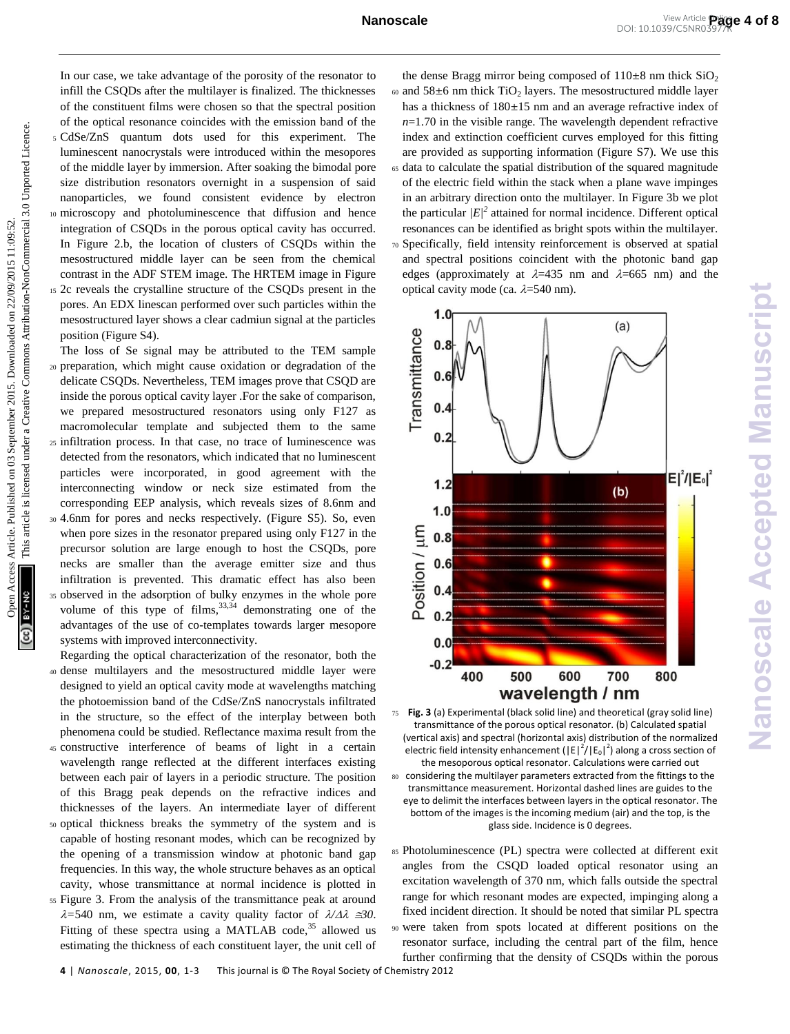In our case, we take advantage of the porosity of the resonator to infill the CSQDs after the multilayer is finalized. The thicknesses of the constituent films were chosen so that the spectral position of the optical resonance coincides with the emission band of the CdSe/ZnS quantum dots used for this experiment. The luminescent nanocrystals were introduced within the mesopores of the middle layer by immersion. After soaking the bimodal pore size distribution resonators overnight in a suspension of said nanoparticles, we found consistent evidence by electron microscopy and photoluminescence that diffusion and hence integration of CSQDs in the porous optical cavity has occurred. In Figure 2.b, the location of clusters of CSQDs within the mesostructured middle layer can be seen from the chemical contrast in the ADF STEM image. The HRTEM image in Figure 2c reveals the crystalline structure of the CSQDs present in the pores. An EDX linescan performed over such particles within the mesostructured layer shows a clear cadmiun signal at the particles position (Figure S4).

The loss of Se signal may be attributed to the TEM sample preparation, which might cause oxidation or degradation of the delicate CSQDs. Nevertheless, TEM images prove that CSQD are inside the porous optical cavity layer .For the sake of comparison, we prepared mesostructured resonators using only F127 as macromolecular template and subjected them to the same infiltration process. In that case, no trace of luminescence was detected from the resonators, which indicated that no luminescent particles were incorporated, in good agreement with the interconnecting window or neck size estimated from the corresponding EEP analysis, which reveals sizes of 8.6nm and 4.6nm for pores and necks respectively. (Figure S5). So, even when pore sizes in the resonator prepared using only F127 in the precursor solution are large enough to host the CSQDs, pore necks are smaller than the average emitter size and thus infiltration is prevented. This dramatic effect has also been observed in the adsorption of bulky enzymes in the whole pore volume of this type of films,[33,34] demonstrating one of the advantages of the use of co-templates towards larger mesopore systems with improved interconnectivity.

Regarding the optical characterization of the resonator, both the dense multilayers and the mesostructured middle layer were designed to yield an optical cavity mode at wavelengths matching the photoemission band of the CdSe/ZnS nanocrystals infiltrated in the structure, so the effect of the interplay between both phenomena could be studied. Reflectance maxima result from the constructive interference of beams of light in a certain wavelength range reflected at the different interfaces existing between each pair of layers in a periodic structure. The position of this Bragg peak depends on the refractive indices and thicknesses of the layers. An intermediate layer of different optical thickness breaks the symmetry of the system and is capable of hosting resonant modes, which can be recognized by the opening of a transmission window at photonic band gap frequencies. In this way, the whole structure behaves as an optical cavity, whose transmittance at normal incidence is plotted in Figure 3. From the analysis of the transmittance peak at around $\lambda$=540 nm, we estimate a cavity quality factor of $\lambda/\Delta\lambda \cong 30$. Fitting of these spectra using a MATLAB code,[35] allowed us estimating the thickness of each constituent layer, the unit cell of the dense Bragg mirror being composed of 110±8 nm thick $SiO_2$ and 58±6 nm thick $TiO_2$ layers. The mesostructured middle layer has a thickness of 180±15 nm and an average refractive index of $n$=1.70 in the visible range. The wavelength dependent refractive index and extinction coefficient curves employed for this fitting are provided as supporting information (Figure S7). We use this data to calculate the spatial distribution of the squared magnitude of the electric field within the stack when a plane wave impinges in an arbitrary direction onto the multilayer. In Figure 3b we plot the particular $|E|^2$ attained for normal incidence. Different optical resonances can be identified as bright spots within the multilayer. Specifically, field intensity reinforcement is observed at spatial and spectral positions coincident with the photonic band gap edges (approximately at $\lambda$=435 nm and $\lambda$=665 nm) and the optical cavity mode (ca. $\lambda$=540 nm).

(a)
Transmittance
1.0
0.8
0.6
0.4
0.2
(b)
$|E|^2/|E_0|^2$
Position / µm
1.2
1.0
0.8
0.6
0.4
0.2
0.0
-0.2
400 500 600 700 800
wavelength / nm

**Fig. 3** (a) Experimental (black solid line) and theoretical (gray solid line) transmittance of the porous optical resonator. (b) Calculated spatial (vertical axis) and spectral (horizontal axis) distribution of the normalized electric field intensity enhancement ($|E|^2/|E_0|^2$) along a cross section of the mesoporous optical resonator. Calculations were carried out considering the multilayer parameters extracted from the fittings to the transmittance measurement. Horizontal dashed lines are guides to the eye to delimit the interfaces between layers in the optical resonator. The bottom of the images is the incoming medium (air) and the top, is the glass side. Incidence is 0 degrees.

Photoluminescence (PL) spectra were collected at different exit angles from the CSQD loaded optical resonator using an excitation wavelength of 370 nm, which falls outside the spectral range for which resonant modes are expected, impinging along a fixed incident direction. It should be noted that similar PL spectra were taken from spots located at different positions on the resonator surface, including the central part of the film, hence further confirming that the density of CSQDs within the porous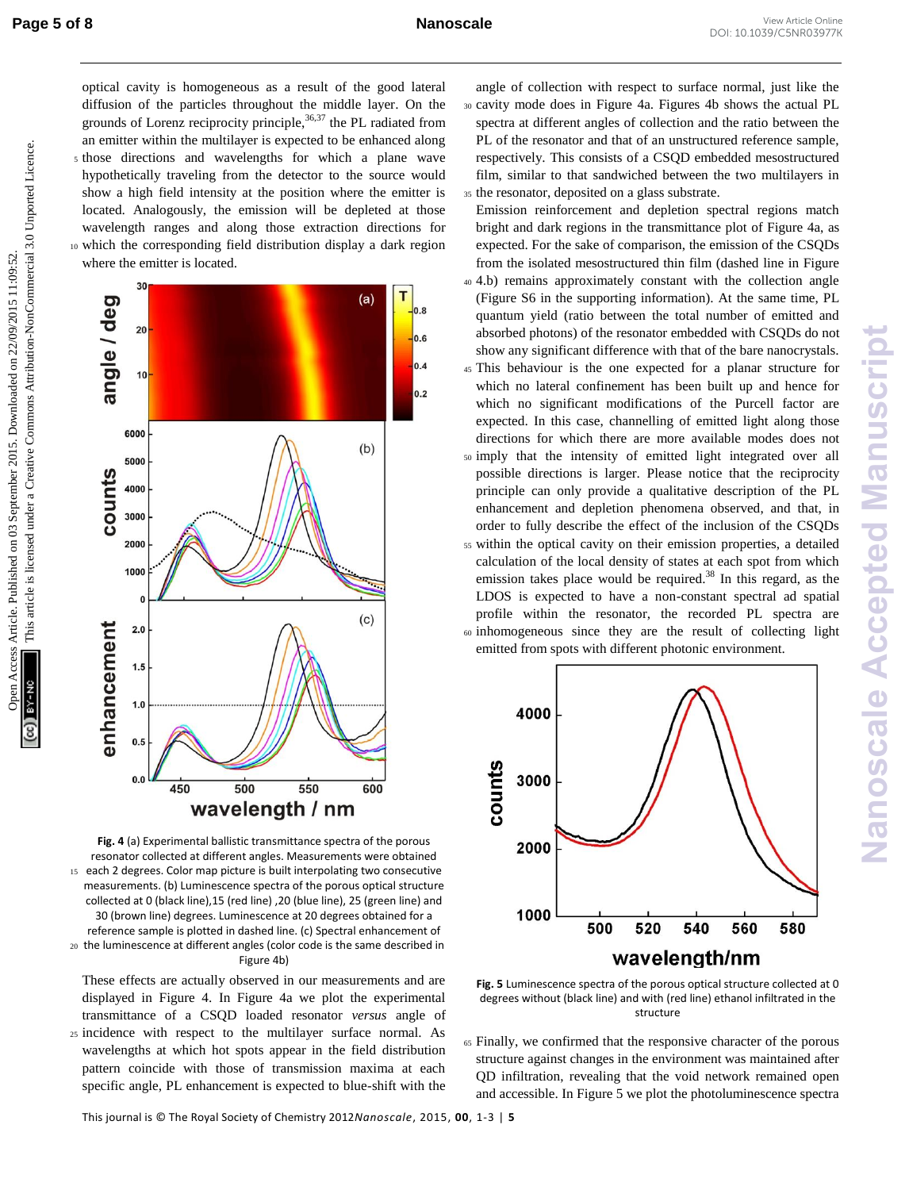optical cavity is homogeneous as a result of the good lateral diffusion of the particles throughout the middle layer. On the grounds of Lorenz reciprocity principle,[36,37] the PL radiated from an emitter within the multilayer is expected to be enhanced along those directions and wavelengths for which a plane wave hypothetically traveling from the detector to the source would show a high field intensity at the position where the emitter is located. Analogously, the emission will be depleted at those wavelength ranges and along those extraction directions for which the corresponding field distribution display a dark region where the emitter is located.

(a)
T
0.8
0.6
0.4
0.2
angle / deg
30
20
10

(b)
counts
6000
5000
4000
3000
2000
1000
0

(c)
enhancement
2.0
1.5
1.0
0.5
0.0
450 500 550 600
wavelength / nm

**Fig. 4** (a) Experimental ballistic transmittance spectra of the porous resonator collected at different angles. Measurements were obtained each 2 degrees. Color map picture is built interpolating two consecutive measurements. (b) Luminescence spectra of the porous optical structure collected at 0 (black line),15 (red line) ,20 (blue line), 25 (green line) and 30 (brown line) degrees. Luminescence at 20 degrees obtained for a reference sample is plotted in dashed line. (c) Spectral enhancement of the luminescence at different angles (color code is the same described in Figure 4b)

These effects are actually observed in our measurements and are displayed in Figure 4. In Figure 4a we plot the experimental transmittance of a CSQD loaded resonator *versus* angle of incidence with respect to the multilayer surface normal. As wavelengths at which hot spots appear in the field distribution pattern coincide with those of transmission maxima at each specific angle, PL enhancement is expected to blue-shift with the angle of collection with respect to surface normal, just like the cavity mode does in Figure 4a. Figures 4b shows the actual PL spectra at different angles of collection and the ratio between the PL of the resonator and that of an unstructured reference sample, respectively. This consists of a CSQD embedded mesostructured film, similar to that sandwiched between the two multilayers in the resonator, deposited on a glass substrate.

Emission reinforcement and depletion spectral regions match bright and dark regions in the transmittance plot of Figure 4a, as expected. For the sake of comparison, the emission of the CSQDs from the isolated mesostructured thin film (dashed line in Figure 4.b) remains approximately constant with the collection angle (Figure S6 in the supporting information). At the same time, PL quantum yield (ratio between the total number of emitted and absorbed photons) of the resonator embedded with CSQDs do not show any significant difference with that of the bare nanocrystals. This behaviour is the one expected for a planar structure for which no lateral confinement has been built up and hence for which no significant modifications of the Purcell factor are expected. In this case, channelling of emitted light along those directions for which there are more available modes does not imply that the intensity of emitted light integrated over all possible directions is larger. Please notice that the reciprocity principle can only provide a qualitative description of the PL enhancement and depletion phenomena observed, and that, in order to fully describe the effect of the inclusion of the CSQDs within the optical cavity on their emission properties, a detailed calculation of the local density of states at each spot from which emission takes place would be required.[38] In this regard, as the LDOS is expected to have a non-constant spectral ad spatial profile within the resonator, the recorded PL spectra are inhomogeneous since they are the result of collecting light emitted from spots with different photonic environment.

counts
4000
3000
2000
1000
500 520 540 560 580
wavelength/nm

**Fig. 5** Luminescence spectra of the porous optical structure collected at 0 degrees without (black line) and with (red line) ethanol infiltrated in the structure

Finally, we confirmed that the responsive character of the porous structure against changes in the environment was maintained after QD infiltration, revealing that the void network remained open and accessible. In Figure 5 we plot the photoluminescence spectra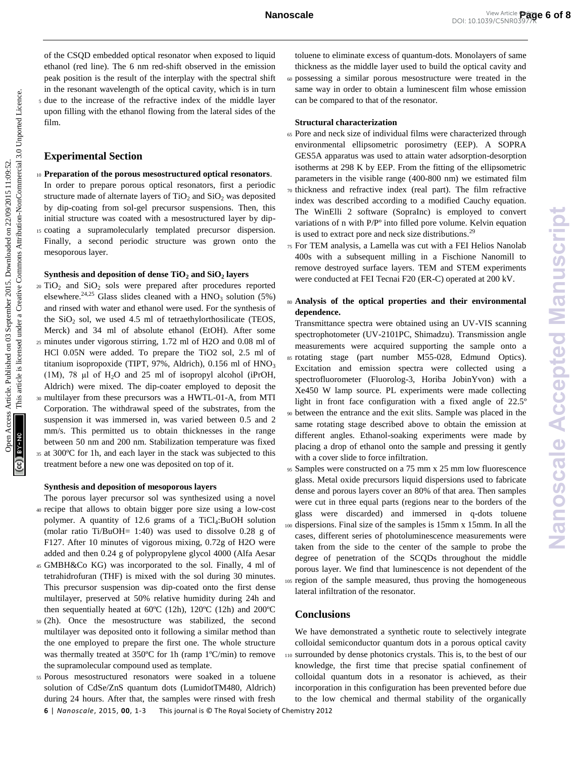of the CSQD embedded optical resonator when exposed to liquid ethanol (red line). The 6 nm red-shift observed in the emission peak position is the result of the interplay with the spectral shift in the resonant wavelength of the optical cavity, which is in turn due to the increase of the refractive index of the middle layer upon filling with the ethanol flowing from the lateral sides of the film.

## Experimental Section

**Preparation of the porous mesostructured optical resonators**. In order to prepare porous optical resonators, first a periodic structure made of alternate layers of $TiO_2$ and $SiO_2$ was deposited by dip-coating from sol-gel precursor suspensions. Then, this initial structure was coated with a mesostructured layer by dip-coating a supramolecularly templated precursor dispersion. Finally, a second periodic structure was grown onto the mesoporous layer.

**Synthesis and deposition of dense $TiO_2$ and $SiO_2$ layers**

$TiO_2$ and $SiO_2$ sols were prepared after procedures reported elsewhere.[24,25] Glass slides cleaned with a $HNO_3$ solution (5%) and rinsed with water and ethanol were used. For the synthesis of the $SiO_2$ sol, we used 4.5 ml of tetraethylorthosilicate (TEOS, Merck) and 34 ml of absolute ethanol (EtOH). After some minutes under vigorous stirring, 1.72 ml of H2O and 0.08 ml of HCl 0.05N were added. To prepare the TiO2 sol, 2.5 ml of titanium isopropoxide (TIPT, 97%, Aldrich), 0.156 ml of $HNO_3$ (1M), 78 µl of $H_2O$ and 25 ml of isopropyl alcohol (iPrOH, Aldrich) were mixed. The dip-coater employed to deposit the multilayer from these precursors was a HWTL-01-A, from MTI Corporation. The withdrawal speed of the substrates, from the suspension it was immersed in, was varied between 0.5 and 2 mm/s. This permitted us to obtain thicknesses in the range between 50 nm and 200 nm. Stabilization temperature was fixed at 300ºC for 1h, and each layer in the stack was subjected to this treatment before a new one was deposited on top of it.

**Synthesis and deposition of mesoporous layers**

The porous layer precursor sol was synthesized using a novel recipe that allows to obtain bigger pore size using a low-cost polymer. A quantity of 12.6 grams of a $TiCl_4$:BuOH solution (molar ratio Ti/BuOH= 1:40) was used to dissolve 0.28 g of F127. After 10 minutes of vigorous mixing, 0.72g of H2O were added and then 0.24 g of polypropylene glycol 4000 (Alfa Aesar GMBH&Co KG) was incorporated to the sol. Finally, 4 ml of tetrahidrofuran (THF) is mixed with the sol during 30 minutes. This precursor suspension was dip-coated onto the first dense multilayer, preserved at 50% relative humidity during 24h and then sequentially heated at 60ºC (12h), 120ºC (12h) and 200ºC (2h). Once the mesostructure was stabilized, the second multilayer was deposited onto it following a similar method than the one employed to prepare the first one. The whole structure was thermally treated at 350ºC for 1h (ramp 1ºC/min) to remove the supramolecular compound used as template.

Porous mesostructured resonators were soaked in a toluene solution of CdSe/ZnS quantum dots (LumidotTM480, Aldrich) during 24 hours. After that, the samples were rinsed with fresh toluene to eliminate excess of quantum-dots. Monolayers of same thickness as the middle layer used to build the optical cavity and possessing a similar porous mesostructure were treated in the same way in order to obtain a luminescent film whose emission can be compared to that of the resonator.

**Structural characterization**

Pore and neck size of individual films were characterized through environmental ellipsometric porosimetry (EEP). A SOPRA GES5A apparatus was used to attain water adsorption-desorption isotherms at 298 K by EEP. From the fitting of the ellipsometric parameters in the visible range (400-800 nm) we estimated film thickness and refractive index (real part). The film refractive index was described according to a modified Cauchy equation. The WinElli 2 software (SopraInc) is employed to convert variations of n with $P/P^o$ into filled pore volume. Kelvin equation is used to extract pore and neck size distributions.[29]

For TEM analysis, a Lamella was cut with a FEI Helios Nanolab 400s with a subsequent milling in a Fischione Nanomill to remove destroyed surface layers. TEM and STEM experiments were conducted at FEI Tecnai F20 (ER-C) operated at 200 kV.

**Analysis of the optical properties and their environmental dependence.**

Transmittance spectra were obtained using an UV-VIS scanning spectrophotometer (UV-2101PC, Shimadzu). Transmission angle measurements were acquired supporting the sample onto a rotating stage (part number M55-028, Edmund Optics). Excitation and emission spectra were collected using a spectrofluorometer (Fluorolog-3, Horiba JobinYvon) with a Xe450 W lamp source. PL experiments were made collecting light in front face configuration with a fixed angle of 22.5º between the entrance and the exit slits. Sample was placed in the same rotating stage described above to obtain the emission at different angles. Ethanol-soaking experiments were made by placing a drop of ethanol onto the sample and pressing it gently with a cover slide to force infiltration.

Samples were constructed on a 75 mm x 25 mm low fluorescence glass. Metal oxide precursors liquid dispersions used to fabricate dense and porous layers cover an 80% of that area. Then samples were cut in three equal parts (regions near to the borders of the glass were discarded) and immersed in q-dots toluene dispersions. Final size of the samples is 15mm x 15mm. In all the cases, different series of photoluminescence measurements were taken from the side to the center of the sample to probe the degree of penetration of the SCQDs throughout the middle porous layer. We find that luminescence is not dependent of the region of the sample measured, thus proving the homogeneous lateral infiltration of the resonator.

## Conclusions

We have demonstrated a synthetic route to selectively integrate colloidal semiconductor quantum dots in a porous optical cavity surrounded by dense photonics crystals. This is, to the best of our knowledge, the first time that precise spatial confinement of colloidal quantum dots in a resonator is achieved, as their incorporation in this configuration has been prevented before due to the low chemical and thermal stability of the organically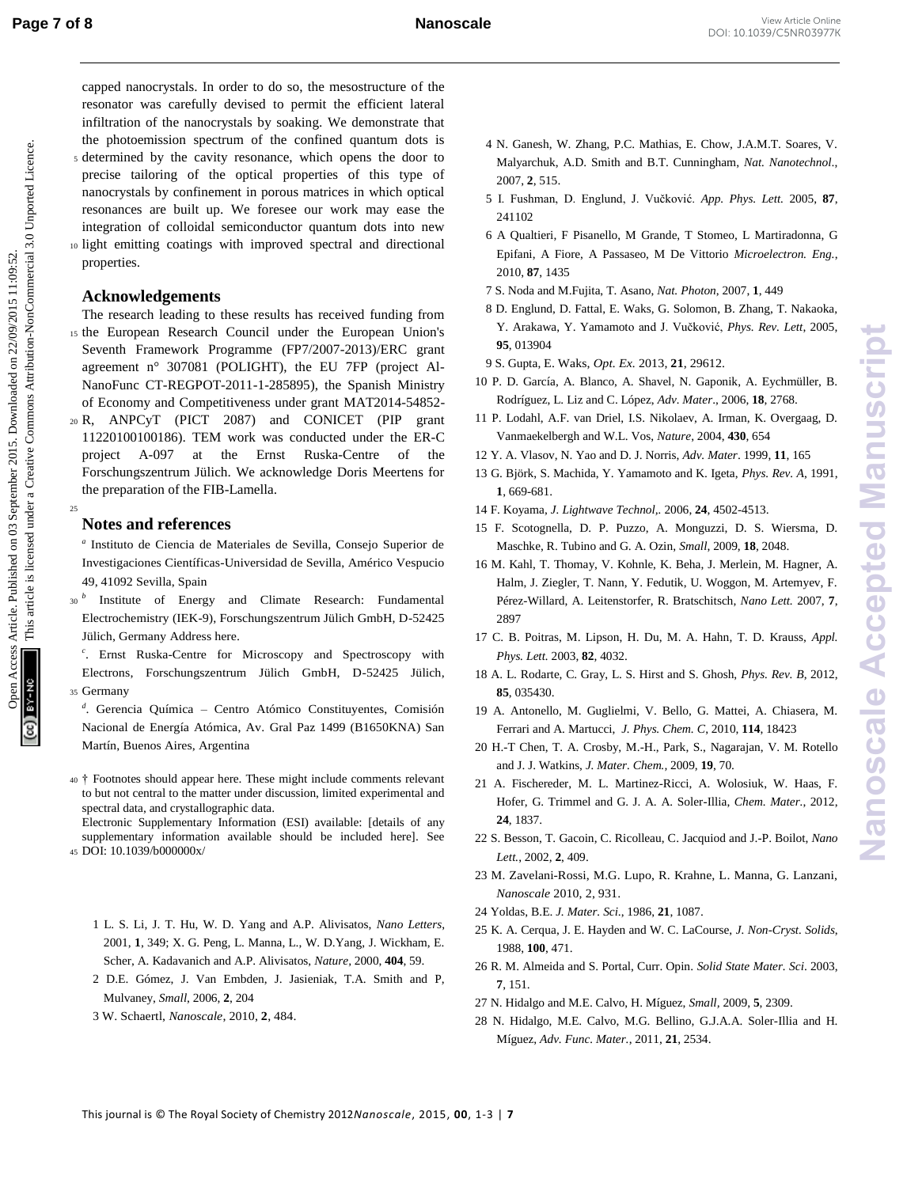capped nanocrystals. In order to do so, the mesostructure of the resonator was carefully devised to permit the efficient lateral infiltration of the nanocrystals by soaking. We demonstrate that the photoemission spectrum of the confined quantum dots is determined by the cavity resonance, which opens the door to precise tailoring of the optical properties of this type of nanocrystals by confinement in porous matrices in which optical resonances are built up. We foresee our work may ease the integration of colloidal semiconductor quantum dots into new light emitting coatings with improved spectral and directional properties.

## Acknowledgements

The research leading to these results has received funding from the European Research Council under the European Union's Seventh Framework Programme (FP7/2007-2013)/ERC grant agreement n° 307081 (POLIGHT), the EU 7FP (project Al-NanoFunc CT-REGPOT-2011-1-285895), the Spanish Ministry of Economy and Competitiveness under grant MAT2014-54852-R, ANPCyT (PICT 2087) and CONICET (PIP grant 11220100100186). TEM work was conducted under the ER-C project A-097 at the Ernst Ruska-Centre of the Forschungszentrum Jülich. We acknowledge Doris Meertens for the preparation of the FIB-Lamella.

## Notes and references

[a] Instituto de Ciencia de Materiales de Sevilla, Consejo Superior de Investigaciones Científicas-Universidad de Sevilla, Américo Vespucio 49, 41092 Sevilla, Spain

[b] Institute of Energy and Climate Research: Fundamental Electrochemistry (IEK-9), Forschungszentrum Jülich GmbH, D-52425 Jülich, Germany Address here.

[c]. Ernst Ruska-Centre for Microscopy and Spectroscopy with Electrons, Forschungszentrum Jülich GmbH, D-52425 Jülich, Germany

[d]. Gerencia Química – Centro Atómico Constituyentes, Comisión Nacional de Energía Atómica, Av. Gral Paz 1499 (B1650KNA) San Martín, Buenos Aires, Argentina

† Footnotes should appear here. These might include comments relevant to but not central to the matter under discussion, limited experimental and spectral data, and crystallographic data.
Electronic Supplementary Information (ESI) available: [details of any supplementary information available should be included here]. See DOI: 10.1039/b000000x/

1 L. S. Li, J. T. Hu, W. D. Yang and A.P. Alivisatos, *Nano Letters*, 2001, **1**, 349; X. G. Peng, L. Manna, L., W. D.Yang, J. Wickham, E. Scher, A. Kadavanich and A.P. Alivisatos, *Nature*, 2000, **404**, 59.

2 D.E. Gómez, J. Van Embden, J. Jasieniak, T.A. Smith and P, Mulvaney, *Small*, 2006, **2**, 204

3 W. Schaertl, *Nanoscale*, 2010, **2**, 484.

4 N. Ganesh, W. Zhang, P.C. Mathias, E. Chow, J.A.M.T. Soares, V. Malyarchuk, A.D. Smith and B.T. Cunningham, *Nat. Nanotechnol.*, 2007, **2**, 515.

5 I. Fushman, D. Englund, J. Vučković. *App. Phys. Lett.* 2005, **87**, 241102

6 A Qualtieri, F Pisanello, M Grande, T Stomeo, L Martiradonna, G Epifani, A Fiore, A Passaseo, M De Vittorio *Microelectron. Eng.*, 2010, **87**, 1435

7 S. Noda and M.Fujita, T. Asano, *Nat. Photon*, 2007, **1**, 449

8 D. Englund, D. Fattal, E. Waks, G. Solomon, B. Zhang, T. Nakaoka, Y. Arakawa, Y. Yamamoto and J. Vučković, *Phys. Rev. Lett*, 2005, **95**, 013904

9 S. Gupta, E. Waks, *Opt. Ex.* 2013, **21**, 29612.

10 P. D. García, A. Blanco, A. Shavel, N. Gaponik, A. Eychmüller, B. Rodríguez, L. Liz and C. López, *Adv. Mater*., 2006, **18**, 2768.

11 P. Lodahl, A.F. van Driel, I.S. Nikolaev, A. Irman, K. Overgaag, D. Vanmaekelbergh and W.L. Vos, *Nature*, 2004, **430**, 654

12 Y. A. Vlasov, N. Yao and D. J. Norris, *Adv. Mater*. 1999, **11**, 165

13 G. Björk, S. Machida, Y. Yamamoto and K. Igeta, *Phys. Rev. A*, 1991, **1**, 669-681.

14 F. Koyama, *J. Lightwave Technol,*. 2006, **24**, 4502-4513.

15 F. Scotognella, D. P. Puzzo, A. Monguzzi, D. S. Wiersma, D. Maschke, R. Tubino and G. A. Ozin, *Small*, 2009, **18**, 2048.

16 M. Kahl, T. Thomay, V. Kohnle, K. Beha, J. Merlein, M. Hagner, A. Halm, J. Ziegler, T. Nann, Y. Fedutik, U. Woggon, M. Artemyev, F. Pérez-Willard, A. Leitenstorfer, R. Bratschitsch, *Nano Lett.* 2007, **7**, 2897

17 C. B. Poitras, M. Lipson, H. Du, M. A. Hahn, T. D. Krauss, *Appl. Phys. Lett.* 2003, **82**, 4032.

18 A. L. Rodarte, C. Gray, L. S. Hirst and S. Ghosh, *Phys. Rev. B*, 2012, **85**, 035430.

19 A. Antonello, M. Guglielmi, V. Bello, G. Mattei, A. Chiasera, M. Ferrari and A. Martucci, *J. Phys. Chem. C*, 2010, **114**, 18423

20 H.-T Chen, T. A. Crosby, M.-H., Park, S., Nagarajan, V. M. Rotello and J. J. Watkins, *J. Mater. Chem.*, 2009, **19**, 70.

21 A. Fischereder, M. L. Martinez-Ricci, A. Wolosiuk, W. Haas, F. Hofer, G. Trimmel and G. J. A. A. Soler-Illia, *Chem. Mater.*, 2012, **24**, 1837.

22 S. Besson, T. Gacoin, C. Ricolleau, C. Jacquiod and J.-P. Boilot, *Nano Lett.*, 2002, **2**, 409.

23 M. Zavelani-Rossi, M.G. Lupo, R. Krahne, L. Manna, G. Lanzani, *Nanoscale* 2010, 2, 931.

24 Yoldas, B.E. *J. Mater. Sci.*, 1986, **21**, 1087.

25 K. A. Cerqua, J. E. Hayden and W. C. LaCourse, *J. Non-Cryst. Solids*, 1988, **100**, 471.

26 R. M. Almeida and S. Portal, Curr. Opin. *Solid State Mater. Sci*. 2003, **7**, 151.

27 N. Hidalgo and M.E. Calvo, H. Míguez, *Small*, 2009, **5**, 2309.

28 N. Hidalgo, M.E. Calvo, M.G. Bellino, G.J.A.A. Soler-Illia and H. Míguez, *Adv. Func. Mater.*, 2011, **21**, 2534.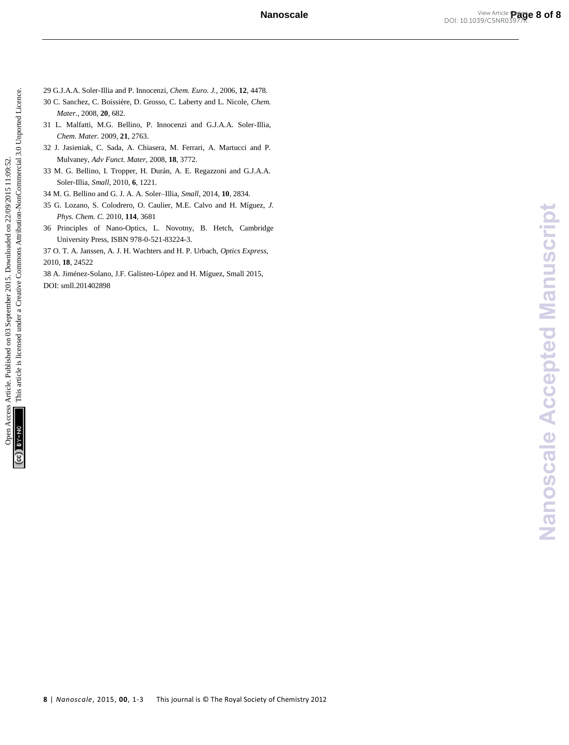29 G.J.A.A. Soler-Illia and P. Innocenzi, *Chem. Euro. J.*, 2006, **12**, 4478.

30 C. Sanchez, C. Boissière, D. Grosso, C. Laberty and L. Nicole, *Chem. Mater.*, 2008, **20**, 682.

31 L. Malfatti, M.G. Bellino, P. Innocenzi and G.J.A.A. Soler-Illia, *Chem. Mater.* 2009, **21**, 2763.

32 J. Jasieniak, C. Sada, A. Chiasera, M. Ferrari, A. Martucci and P. Mulvaney, *Adv Funct. Mater*, 2008, **18**, 3772.

33 M. G. Bellino, I. Tropper, H. Durán, A. E. Regazzoni and G.J.A.A. Soler-Illia, *Small*, 2010, **6**, 1221.

34 M. G. Bellino and G. J. A. A. Soler–Illia, *Small*, 2014, **10**, 2834.

35 G. Lozano, S. Colodrero, O. Caulier, M.E. Calvo and H. Míguez, *J. Phys. Chem. C.* 2010, **114**, 3681

36 Principles of Nano-Optics, L. Novotny, B. Hetch, Cambridge University Press, ISBN 978-0-521-83224-3.

37 O. T. A. Janssen, A. J. H. Wachters and H. P. Urbach, *Optics Express*, 2010, **18**, 24522

38 A. Jiménez-Solano, J.F. Galisteo-López and H. Míguez, Small 2015, DOI: smll.201402898